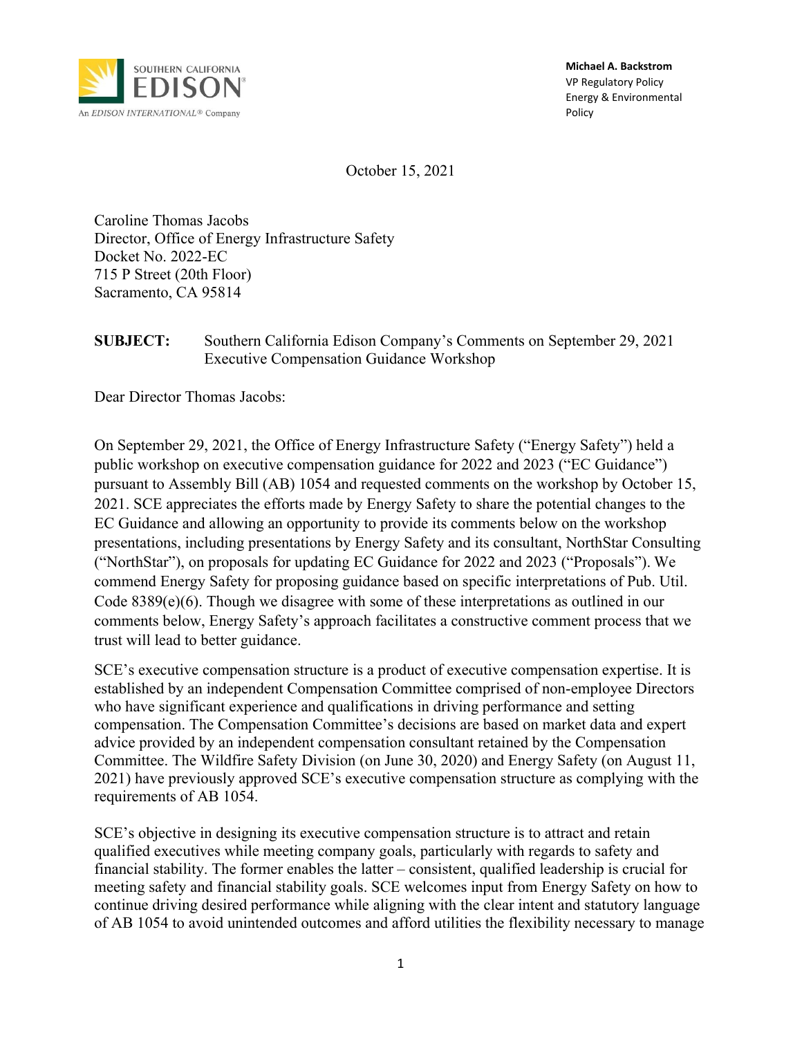SOUTHERN CALIFORNIA EDISON
An EDISON INTERNATIONAL® Company

**Michael A. Backstrom**
VP Regulatory Policy
Energy & Environmental Policy

October 15, 2021

Caroline Thomas Jacobs
Director, Office of Energy Infrastructure Safety
Docket No. 2022-EC
715 P Street (20th Floor)
Sacramento, CA 95814

**SUBJECT:** Southern California Edison Company's Comments on September 29, 2021 Executive Compensation Guidance Workshop

Dear Director Thomas Jacobs:

On September 29, 2021, the Office of Energy Infrastructure Safety ("Energy Safety") held a public workshop on executive compensation guidance for 2022 and 2023 ("EC Guidance") pursuant to Assembly Bill (AB) 1054 and requested comments on the workshop by October 15, 2021. SCE appreciates the efforts made by Energy Safety to share the potential changes to the EC Guidance and allowing an opportunity to provide its comments below on the workshop presentations, including presentations by Energy Safety and its consultant, NorthStar Consulting ("NorthStar"), on proposals for updating EC Guidance for 2022 and 2023 ("Proposals"). We commend Energy Safety for proposing guidance based on specific interpretations of Pub. Util. Code 8389(e)(6). Though we disagree with some of these interpretations as outlined in our comments below, Energy Safety's approach facilitates a constructive comment process that we trust will lead to better guidance.

SCE's executive compensation structure is a product of executive compensation expertise. It is established by an independent Compensation Committee comprised of non-employee Directors who have significant experience and qualifications in driving performance and setting compensation. The Compensation Committee's decisions are based on market data and expert advice provided by an independent compensation consultant retained by the Compensation Committee. The Wildfire Safety Division (on June 30, 2020) and Energy Safety (on August 11, 2021) have previously approved SCE's executive compensation structure as complying with the requirements of AB 1054.

SCE's objective in designing its executive compensation structure is to attract and retain qualified executives while meeting company goals, particularly with regards to safety and financial stability. The former enables the latter – consistent, qualified leadership is crucial for meeting safety and financial stability goals. SCE welcomes input from Energy Safety on how to continue driving desired performance while aligning with the clear intent and statutory language of AB 1054 to avoid unintended outcomes and afford utilities the flexibility necessary to manage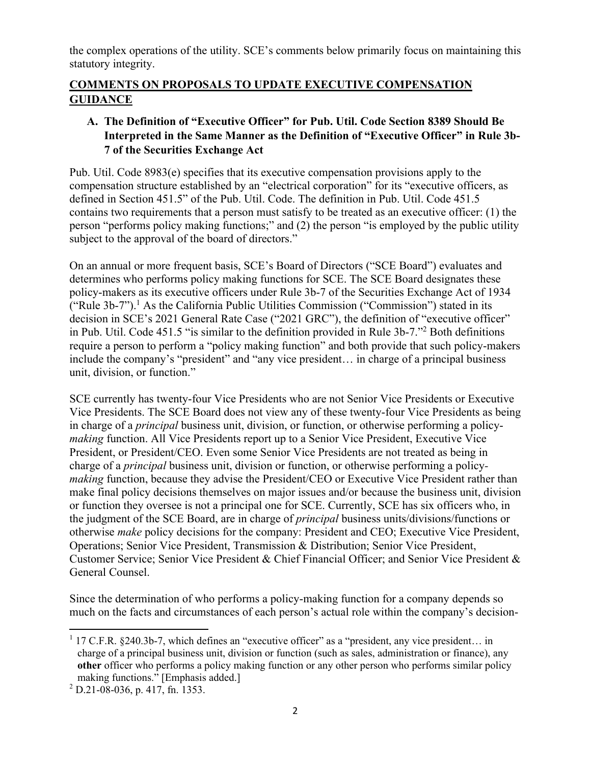the complex operations of the utility. SCE's comments below primarily focus on maintaining this statutory integrity.

## COMMENTS ON PROPOSALS TO UPDATE EXECUTIVE COMPENSATION GUIDANCE

### A. The Definition of "Executive Officer" for Pub. Util. Code Section 8389 Should Be Interpreted in the Same Manner as the Definition of "Executive Officer" in Rule 3b-7 of the Securities Exchange Act

Pub. Util. Code 8983(e) specifies that its executive compensation provisions apply to the compensation structure established by an "electrical corporation" for its "executive officers, as defined in Section 451.5" of the Pub. Util. Code. The definition in Pub. Util. Code 451.5 contains two requirements that a person must satisfy to be treated as an executive officer: (1) the person "performs policy making functions;" and (2) the person "is employed by the public utility subject to the approval of the board of directors."

On an annual or more frequent basis, SCE's Board of Directors ("SCE Board") evaluates and determines who performs policy making functions for SCE. The SCE Board designates these policy-makers as its executive officers under Rule 3b-7 of the Securities Exchange Act of 1934 ("Rule 3b-7").[1] As the California Public Utilities Commission ("Commission") stated in its decision in SCE's 2021 General Rate Case ("2021 GRC"), the definition of "executive officer" in Pub. Util. Code 451.5 "is similar to the definition provided in Rule 3b-7."[2] Both definitions require a person to perform a "policy making function" and both provide that such policy-makers include the company's "president" and "any vice president… in charge of a principal business unit, division, or function."

SCE currently has twenty-four Vice Presidents who are not Senior Vice Presidents or Executive Vice Presidents. The SCE Board does not view any of these twenty-four Vice Presidents as being in charge of a *principal* business unit, division, or function, or otherwise performing a policy-*making* function. All Vice Presidents report up to a Senior Vice President, Executive Vice President, or President/CEO. Even some Senior Vice Presidents are not treated as being in charge of a *principal* business unit, division or function, or otherwise performing a policy-*making* function, because they advise the President/CEO or Executive Vice President rather than make final policy decisions themselves on major issues and/or because the business unit, division or function they oversee is not a principal one for SCE. Currently, SCE has six officers who, in the judgment of the SCE Board, are in charge of *principal* business units/divisions/functions or otherwise *make* policy decisions for the company: President and CEO; Executive Vice President, Operations; Senior Vice President, Transmission & Distribution; Senior Vice President, Customer Service; Senior Vice President & Chief Financial Officer; and Senior Vice President & General Counsel.

Since the determination of who performs a policy-making function for a company depends so much on the facts and circumstances of each person's actual role within the company's decision-

---

[1] 17 C.F.R. §240.3b-7, which defines an "executive officer" as a "president, any vice president… in charge of a principal business unit, division or function (such as sales, administration or finance), any **other** officer who performs a policy making function or any other person who performs similar policy making functions." [Emphasis added.]

[2] D.21-08-036, p. 417, fn. 1353.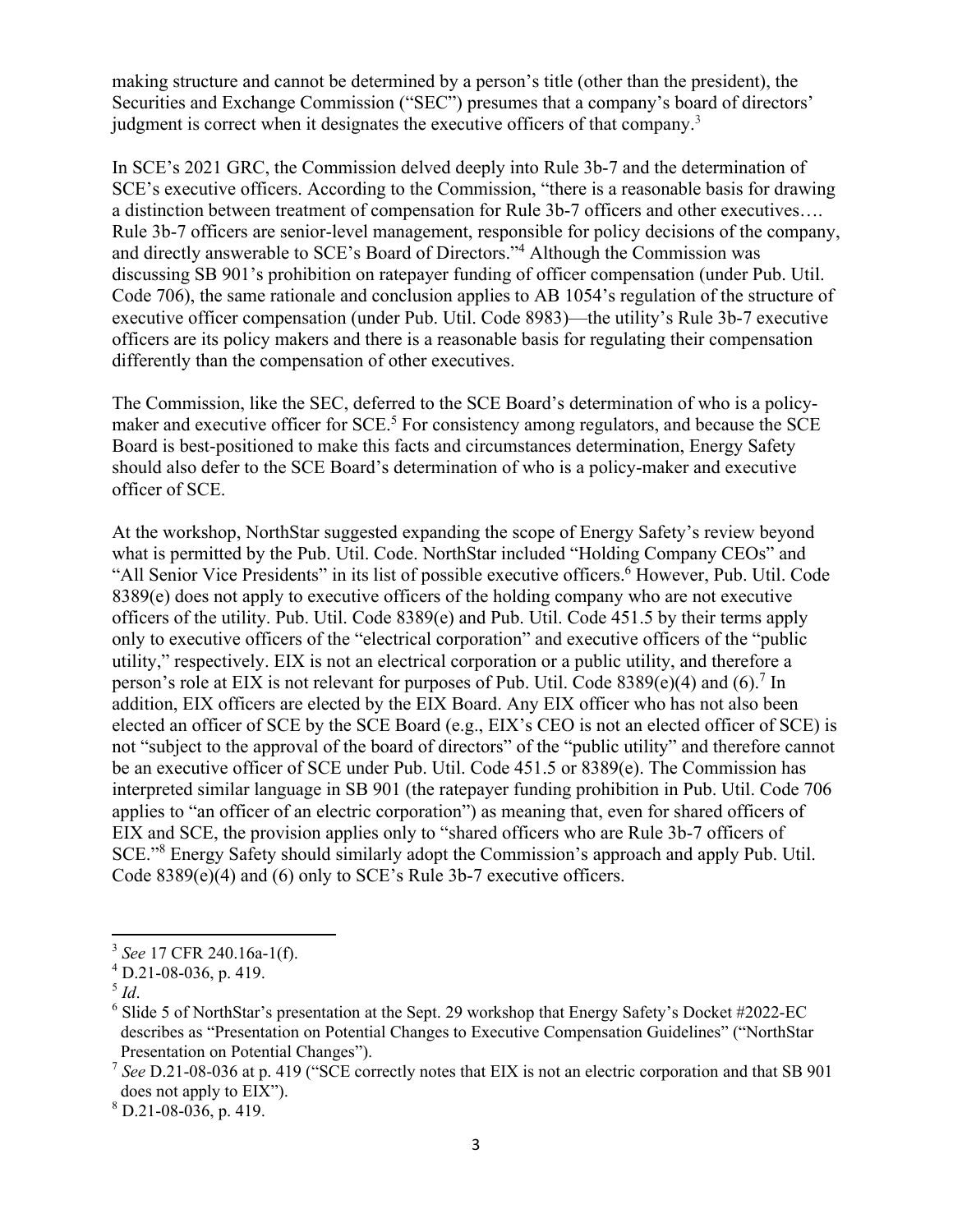making structure and cannot be determined by a person's title (other than the president), the Securities and Exchange Commission ("SEC") presumes that a company's board of directors' judgment is correct when it designates the executive officers of that company.[3]

In SCE's 2021 GRC, the Commission delved deeply into Rule 3b-7 and the determination of SCE's executive officers. According to the Commission, "there is a reasonable basis for drawing a distinction between treatment of compensation for Rule 3b-7 officers and other executives…. Rule 3b-7 officers are senior-level management, responsible for policy decisions of the company, and directly answerable to SCE's Board of Directors."[4] Although the Commission was discussing SB 901's prohibition on ratepayer funding of officer compensation (under Pub. Util. Code 706), the same rationale and conclusion applies to AB 1054's regulation of the structure of executive officer compensation (under Pub. Util. Code 8983)—the utility's Rule 3b-7 executive officers are its policy makers and there is a reasonable basis for regulating their compensation differently than the compensation of other executives.

The Commission, like the SEC, deferred to the SCE Board's determination of who is a policy-maker and executive officer for SCE.[5] For consistency among regulators, and because the SCE Board is best-positioned to make this facts and circumstances determination, Energy Safety should also defer to the SCE Board's determination of who is a policy-maker and executive officer of SCE.

At the workshop, NorthStar suggested expanding the scope of Energy Safety's review beyond what is permitted by the Pub. Util. Code. NorthStar included "Holding Company CEOs" and "All Senior Vice Presidents" in its list of possible executive officers.[6] However, Pub. Util. Code 8389(e) does not apply to executive officers of the holding company who are not executive officers of the utility. Pub. Util. Code 8389(e) and Pub. Util. Code 451.5 by their terms apply only to executive officers of the "electrical corporation" and executive officers of the "public utility," respectively. EIX is not an electrical corporation or a public utility, and therefore a person's role at EIX is not relevant for purposes of Pub. Util. Code 8389(e)(4) and (6).[7] In addition, EIX officers are elected by the EIX Board. Any EIX officer who has not also been elected an officer of SCE by the SCE Board (e.g., EIX's CEO is not an elected officer of SCE) is not "subject to the approval of the board of directors" of the "public utility" and therefore cannot be an executive officer of SCE under Pub. Util. Code 451.5 or 8389(e). The Commission has interpreted similar language in SB 901 (the ratepayer funding prohibition in Pub. Util. Code 706 applies to "an officer of an electric corporation") as meaning that, even for shared officers of EIX and SCE, the provision applies only to "shared officers who are Rule 3b-7 officers of SCE."[8] Energy Safety should similarly adopt the Commission's approach and apply Pub. Util. Code 8389(e)(4) and (6) only to SCE's Rule 3b-7 executive officers.

---

[3] *See* 17 CFR 240.16a-1(f).

[4] D.21-08-036, p. 419.

[5] *Id*.

[6] Slide 5 of NorthStar's presentation at the Sept. 29 workshop that Energy Safety's Docket #2022-EC describes as "Presentation on Potential Changes to Executive Compensation Guidelines" ("NorthStar Presentation on Potential Changes").

[7] *See* D.21-08-036 at p. 419 ("SCE correctly notes that EIX is not an electric corporation and that SB 901 does not apply to EIX").

[8] D.21-08-036, p. 419.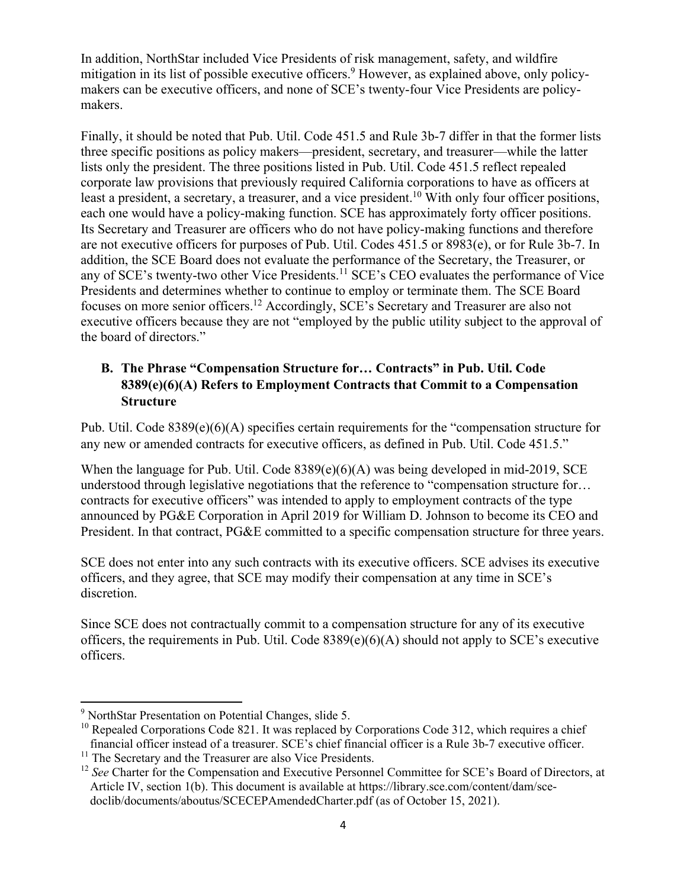In addition, NorthStar included Vice Presidents of risk management, safety, and wildfire mitigation in its list of possible executive officers.[9] However, as explained above, only policy-makers can be executive officers, and none of SCE's twenty-four Vice Presidents are policy-makers.

Finally, it should be noted that Pub. Util. Code 451.5 and Rule 3b-7 differ in that the former lists three specific positions as policy makers—president, secretary, and treasurer—while the latter lists only the president. The three positions listed in Pub. Util. Code 451.5 reflect repealed corporate law provisions that previously required California corporations to have as officers at least a president, a secretary, a treasurer, and a vice president.[10] With only four officer positions, each one would have a policy-making function. SCE has approximately forty officer positions. Its Secretary and Treasurer are officers who do not have policy-making functions and therefore are not executive officers for purposes of Pub. Util. Codes 451.5 or 8983(e), or for Rule 3b-7. In addition, the SCE Board does not evaluate the performance of the Secretary, the Treasurer, or any of SCE's twenty-two other Vice Presidents.[11] SCE's CEO evaluates the performance of Vice Presidents and determines whether to continue to employ or terminate them. The SCE Board focuses on more senior officers.[12] Accordingly, SCE's Secretary and Treasurer are also not executive officers because they are not "employed by the public utility subject to the approval of the board of directors."

### B. The Phrase "Compensation Structure for… Contracts" in Pub. Util. Code 8389(e)(6)(A) Refers to Employment Contracts that Commit to a Compensation Structure

Pub. Util. Code 8389(e)(6)(A) specifies certain requirements for the "compensation structure for any new or amended contracts for executive officers, as defined in Pub. Util. Code 451.5."

When the language for Pub. Util. Code 8389(e)(6)(A) was being developed in mid-2019, SCE understood through legislative negotiations that the reference to "compensation structure for… contracts for executive officers" was intended to apply to employment contracts of the type announced by PG&E Corporation in April 2019 for William D. Johnson to become its CEO and President. In that contract, PG&E committed to a specific compensation structure for three years.

SCE does not enter into any such contracts with its executive officers. SCE advises its executive officers, and they agree, that SCE may modify their compensation at any time in SCE's discretion.

Since SCE does not contractually commit to a compensation structure for any of its executive officers, the requirements in Pub. Util. Code 8389(e)(6)(A) should not apply to SCE's executive officers.

---

[9] NorthStar Presentation on Potential Changes, slide 5.

[10] Repealed Corporations Code 821. It was replaced by Corporations Code 312, which requires a chief financial officer instead of a treasurer. SCE's chief financial officer is a Rule 3b-7 executive officer.

[11] The Secretary and the Treasurer are also Vice Presidents.

[12] *See* Charter for the Compensation and Executive Personnel Committee for SCE's Board of Directors, at Article IV, section 1(b). This document is available at https://library.sce.com/content/dam/sce-doclib/documents/aboutus/SCECEPAmendedCharter.pdf (as of October 15, 2021).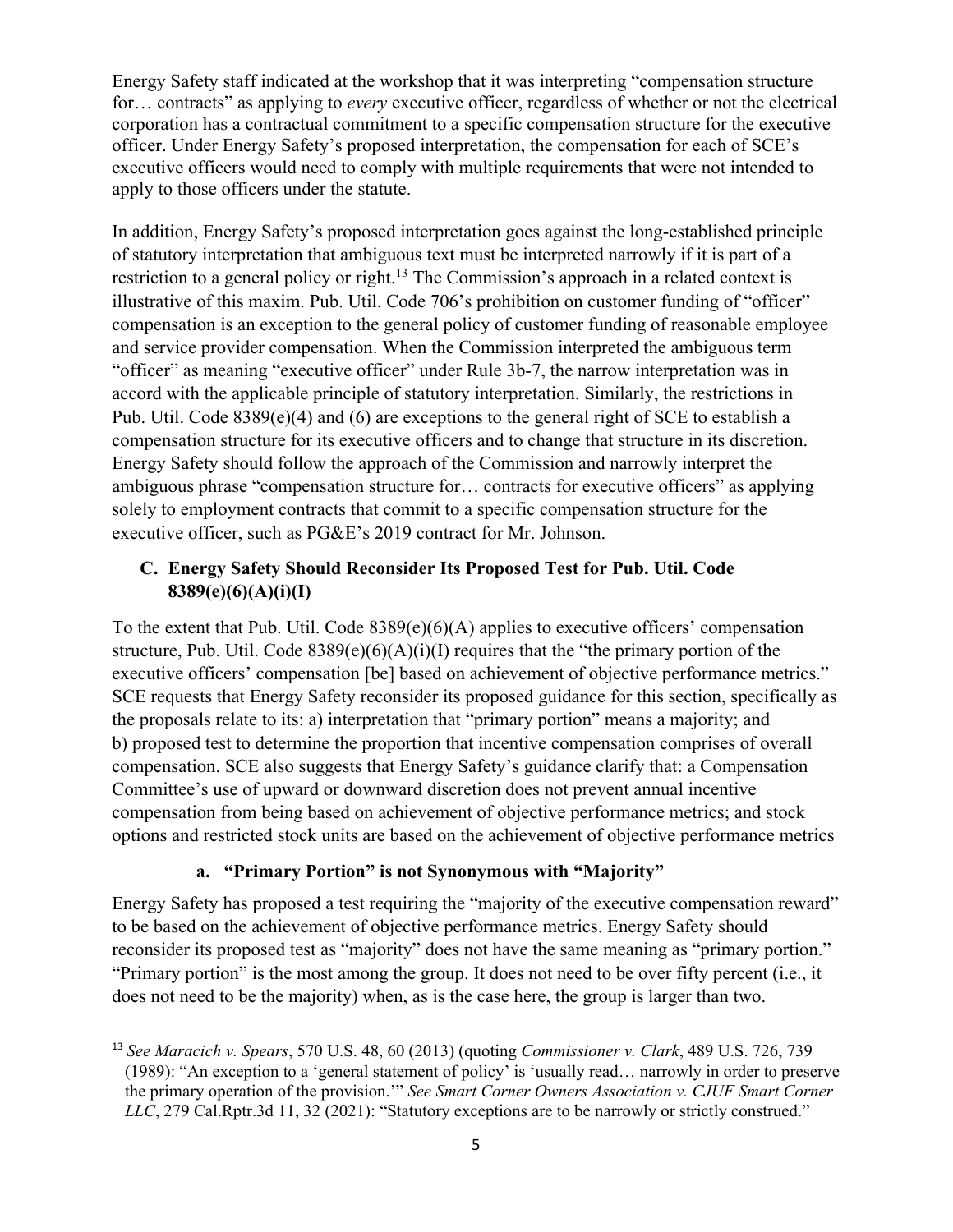Energy Safety staff indicated at the workshop that it was interpreting "compensation structure for… contracts" as applying to *every* executive officer, regardless of whether or not the electrical corporation has a contractual commitment to a specific compensation structure for the executive officer. Under Energy Safety's proposed interpretation, the compensation for each of SCE's executive officers would need to comply with multiple requirements that were not intended to apply to those officers under the statute.

In addition, Energy Safety's proposed interpretation goes against the long-established principle of statutory interpretation that ambiguous text must be interpreted narrowly if it is part of a restriction to a general policy or right.[13] The Commission's approach in a related context is illustrative of this maxim. Pub. Util. Code 706's prohibition on customer funding of "officer" compensation is an exception to the general policy of customer funding of reasonable employee and service provider compensation. When the Commission interpreted the ambiguous term "officer" as meaning "executive officer" under Rule 3b-7, the narrow interpretation was in accord with the applicable principle of statutory interpretation. Similarly, the restrictions in Pub. Util. Code 8389(e)(4) and (6) are exceptions to the general right of SCE to establish a compensation structure for its executive officers and to change that structure in its discretion. Energy Safety should follow the approach of the Commission and narrowly interpret the ambiguous phrase "compensation structure for… contracts for executive officers" as applying solely to employment contracts that commit to a specific compensation structure for the executive officer, such as PG&E's 2019 contract for Mr. Johnson.

### C. Energy Safety Should Reconsider Its Proposed Test for Pub. Util. Code 8389(e)(6)(A)(i)(I)

To the extent that Pub. Util. Code 8389(e)(6)(A) applies to executive officers' compensation structure, Pub. Util. Code 8389(e)(6)(A)(i)(I) requires that the "the primary portion of the executive officers' compensation [be] based on achievement of objective performance metrics." SCE requests that Energy Safety reconsider its proposed guidance for this section, specifically as the proposals relate to its: a) interpretation that "primary portion" means a majority; and b) proposed test to determine the proportion that incentive compensation comprises of overall compensation. SCE also suggests that Energy Safety's guidance clarify that: a Compensation Committee's use of upward or downward discretion does not prevent annual incentive compensation from being based on achievement of objective performance metrics; and stock options and restricted stock units are based on the achievement of objective performance metrics

#### a. "Primary Portion" is not Synonymous with "Majority"

Energy Safety has proposed a test requiring the "majority of the executive compensation reward" to be based on the achievement of objective performance metrics. Energy Safety should reconsider its proposed test as "majority" does not have the same meaning as "primary portion." "Primary portion" is the most among the group. It does not need to be over fifty percent (i.e., it does not need to be the majority) when, as is the case here, the group is larger than two.

---

[13] *See Maracich v. Spears*, 570 U.S. 48, 60 (2013) (quoting *Commissioner v. Clark*, 489 U.S. 726, 739 (1989): "An exception to a 'general statement of policy' is 'usually read… narrowly in order to preserve the primary operation of the provision.'" *See Smart Corner Owners Association v. CJUF Smart Corner LLC*, 279 Cal.Rptr.3d 11, 32 (2021): "Statutory exceptions are to be narrowly or strictly construed."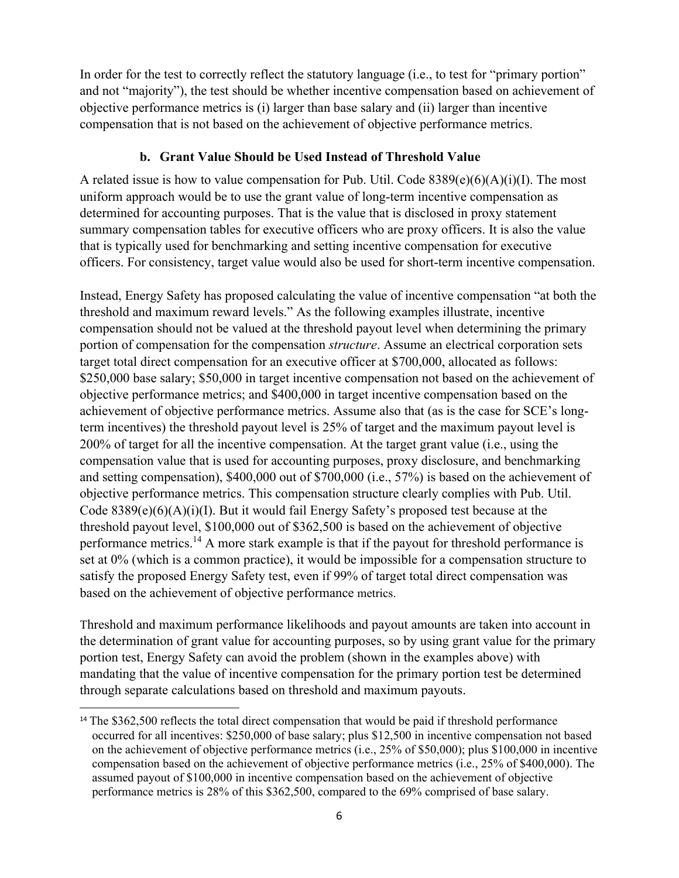In order for the test to correctly reflect the statutory language (i.e., to test for "primary portion" and not "majority"), the test should be whether incentive compensation based on achievement of objective performance metrics is (i) larger than base salary and (ii) larger than incentive compensation that is not based on the achievement of objective performance metrics.

### b. Grant Value Should be Used Instead of Threshold Value

A related issue is how to value compensation for Pub. Util. Code 8389(e)(6)(A)(i)(I). The most uniform approach would be to use the grant value of long-term incentive compensation as determined for accounting purposes. That is the value that is disclosed in proxy statement summary compensation tables for executive officers who are proxy officers. It is also the value that is typically used for benchmarking and setting incentive compensation for executive officers. For consistency, target value would also be used for short-term incentive compensation.

Instead, Energy Safety has proposed calculating the value of incentive compensation "at both the threshold and maximum reward levels." As the following examples illustrate, incentive compensation should not be valued at the threshold payout level when determining the primary portion of compensation for the compensation *structure*. Assume an electrical corporation sets target total direct compensation for an executive officer at $700,000, allocated as follows: $250,000 base salary; $50,000 in target incentive compensation not based on the achievement of objective performance metrics; and $400,000 in target incentive compensation based on the achievement of objective performance metrics. Assume also that (as is the case for SCE's long-term incentives) the threshold payout level is 25% of target and the maximum payout level is 200% of target for all the incentive compensation. At the target grant value (i.e., using the compensation value that is used for accounting purposes, proxy disclosure, and benchmarking and setting compensation), $400,000 out of $700,000 (i.e., 57%) is based on the achievement of objective performance metrics. This compensation structure clearly complies with Pub. Util. Code 8389(e)(6)(A)(i)(I). But it would fail Energy Safety's proposed test because at the threshold payout level, $100,000 out of $362,500 is based on the achievement of objective performance metrics.[14] A more stark example is that if the payout for threshold performance is set at 0% (which is a common practice), it would be impossible for a compensation structure to satisfy the proposed Energy Safety test, even if 99% of target total direct compensation was based on the achievement of objective performance metrics.

Threshold and maximum performance likelihoods and payout amounts are taken into account in the determination of grant value for accounting purposes, so by using grant value for the primary portion test, Energy Safety can avoid the problem (shown in the examples above) with mandating that the value of incentive compensation for the primary portion test be determined through separate calculations based on threshold and maximum payouts.

---

[14] The $362,500 reflects the total direct compensation that would be paid if threshold performance occurred for all incentives: $250,000 of base salary; plus $12,500 in incentive compensation not based on the achievement of objective performance metrics (i.e., 25% of $50,000); plus $100,000 in incentive compensation based on the achievement of objective performance metrics (i.e., 25% of $400,000). The assumed payout of $100,000 in incentive compensation based on the achievement of objective performance metrics is 28% of this $362,500, compared to the 69% comprised of base salary.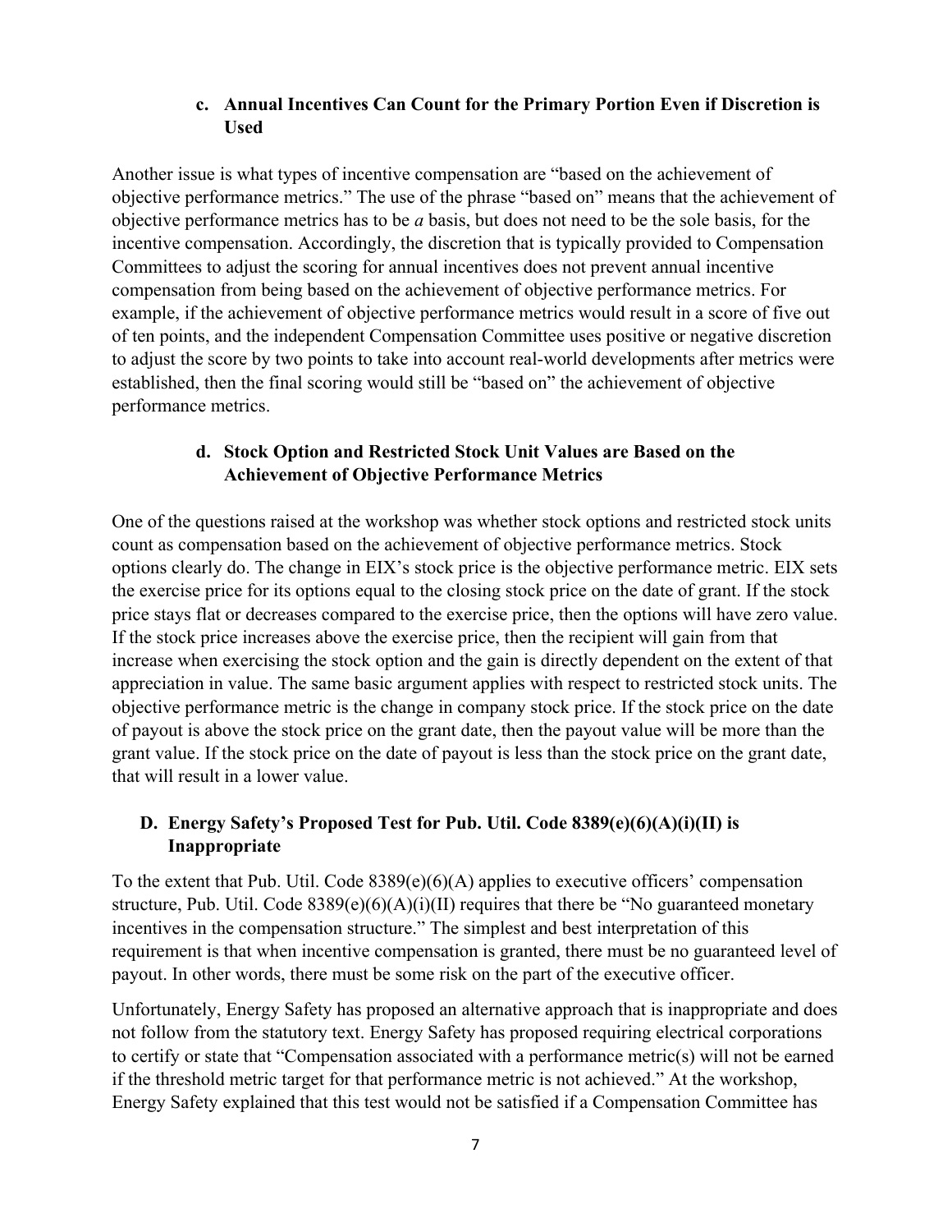### c. Annual Incentives Can Count for the Primary Portion Even if Discretion is Used

Another issue is what types of incentive compensation are "based on the achievement of objective performance metrics." The use of the phrase "based on" means that the achievement of objective performance metrics has to be *a* basis, but does not need to be the sole basis, for the incentive compensation. Accordingly, the discretion that is typically provided to Compensation Committees to adjust the scoring for annual incentives does not prevent annual incentive compensation from being based on the achievement of objective performance metrics. For example, if the achievement of objective performance metrics would result in a score of five out of ten points, and the independent Compensation Committee uses positive or negative discretion to adjust the score by two points to take into account real-world developments after metrics were established, then the final scoring would still be "based on" the achievement of objective performance metrics.

### d. Stock Option and Restricted Stock Unit Values are Based on the Achievement of Objective Performance Metrics

One of the questions raised at the workshop was whether stock options and restricted stock units count as compensation based on the achievement of objective performance metrics. Stock options clearly do. The change in EIX's stock price is the objective performance metric. EIX sets the exercise price for its options equal to the closing stock price on the date of grant. If the stock price stays flat or decreases compared to the exercise price, then the options will have zero value. If the stock price increases above the exercise price, then the recipient will gain from that increase when exercising the stock option and the gain is directly dependent on the extent of that appreciation in value. The same basic argument applies with respect to restricted stock units. The objective performance metric is the change in company stock price. If the stock price on the date of payout is above the stock price on the grant date, then the payout value will be more than the grant value. If the stock price on the date of payout is less than the stock price on the grant date, that will result in a lower value.

## D. Energy Safety's Proposed Test for Pub. Util. Code 8389(e)(6)(A)(i)(II) is Inappropriate

To the extent that Pub. Util. Code 8389(e)(6)(A) applies to executive officers' compensation structure, Pub. Util. Code 8389(e)(6)(A)(i)(II) requires that there be "No guaranteed monetary incentives in the compensation structure." The simplest and best interpretation of this requirement is that when incentive compensation is granted, there must be no guaranteed level of payout. In other words, there must be some risk on the part of the executive officer.

Unfortunately, Energy Safety has proposed an alternative approach that is inappropriate and does not follow from the statutory text. Energy Safety has proposed requiring electrical corporations to certify or state that "Compensation associated with a performance metric(s) will not be earned if the threshold metric target for that performance metric is not achieved." At the workshop, Energy Safety explained that this test would not be satisfied if a Compensation Committee has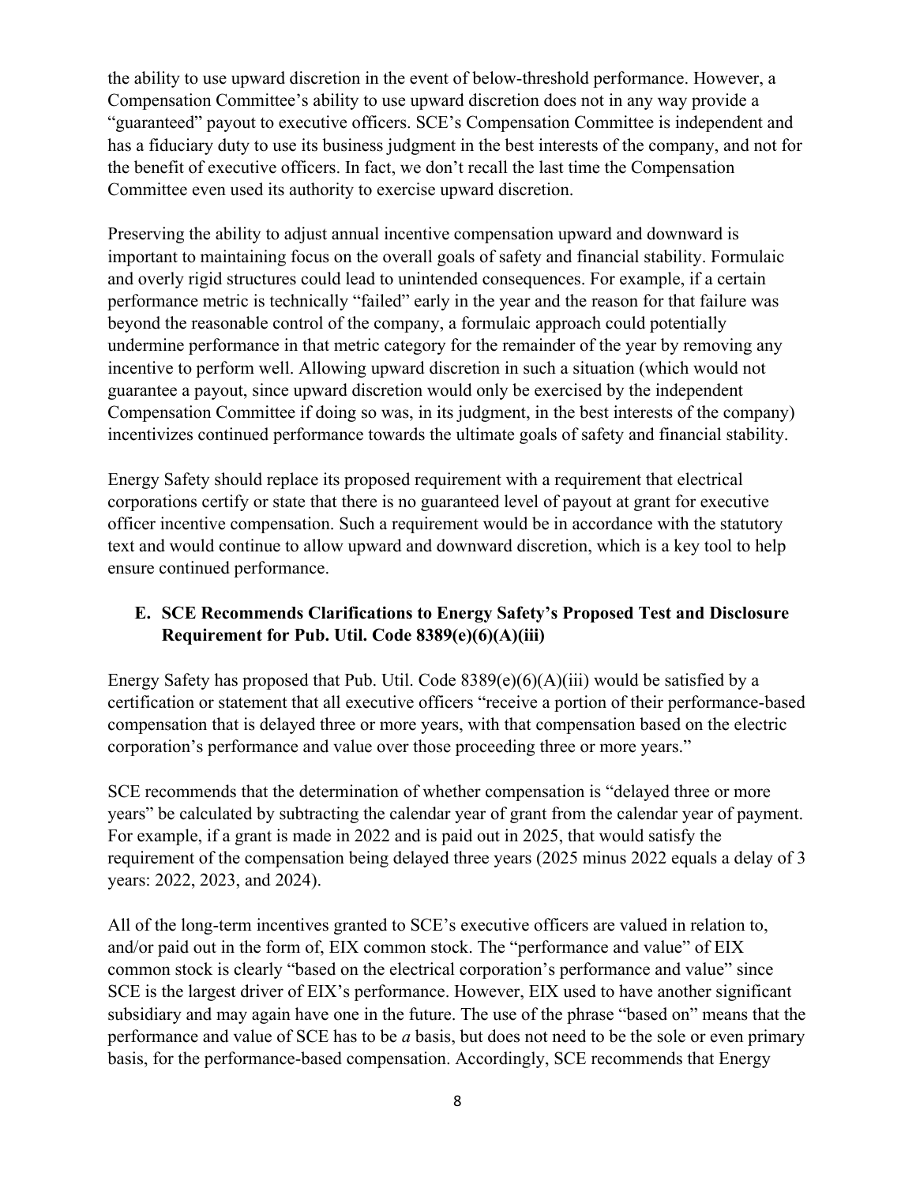the ability to use upward discretion in the event of below-threshold performance. However, a Compensation Committee's ability to use upward discretion does not in any way provide a "guaranteed" payout to executive officers. SCE's Compensation Committee is independent and has a fiduciary duty to use its business judgment in the best interests of the company, and not for the benefit of executive officers. In fact, we don't recall the last time the Compensation Committee even used its authority to exercise upward discretion.

Preserving the ability to adjust annual incentive compensation upward and downward is important to maintaining focus on the overall goals of safety and financial stability. Formulaic and overly rigid structures could lead to unintended consequences. For example, if a certain performance metric is technically "failed" early in the year and the reason for that failure was beyond the reasonable control of the company, a formulaic approach could potentially undermine performance in that metric category for the remainder of the year by removing any incentive to perform well. Allowing upward discretion in such a situation (which would not guarantee a payout, since upward discretion would only be exercised by the independent Compensation Committee if doing so was, in its judgment, in the best interests of the company) incentivizes continued performance towards the ultimate goals of safety and financial stability.

Energy Safety should replace its proposed requirement with a requirement that electrical corporations certify or state that there is no guaranteed level of payout at grant for executive officer incentive compensation. Such a requirement would be in accordance with the statutory text and would continue to allow upward and downward discretion, which is a key tool to help ensure continued performance.

### E. SCE Recommends Clarifications to Energy Safety's Proposed Test and Disclosure Requirement for Pub. Util. Code 8389(e)(6)(A)(iii)

Energy Safety has proposed that Pub. Util. Code 8389(e)(6)(A)(iii) would be satisfied by a certification or statement that all executive officers "receive a portion of their performance-based compensation that is delayed three or more years, with that compensation based on the electric corporation's performance and value over those proceeding three or more years."

SCE recommends that the determination of whether compensation is "delayed three or more years" be calculated by subtracting the calendar year of grant from the calendar year of payment. For example, if a grant is made in 2022 and is paid out in 2025, that would satisfy the requirement of the compensation being delayed three years (2025 minus 2022 equals a delay of 3 years: 2022, 2023, and 2024).

All of the long-term incentives granted to SCE's executive officers are valued in relation to, and/or paid out in the form of, EIX common stock. The "performance and value" of EIX common stock is clearly "based on the electrical corporation's performance and value" since SCE is the largest driver of EIX's performance. However, EIX used to have another significant subsidiary and may again have one in the future. The use of the phrase "based on" means that the performance and value of SCE has to be *a* basis, but does not need to be the sole or even primary basis, for the performance-based compensation. Accordingly, SCE recommends that Energy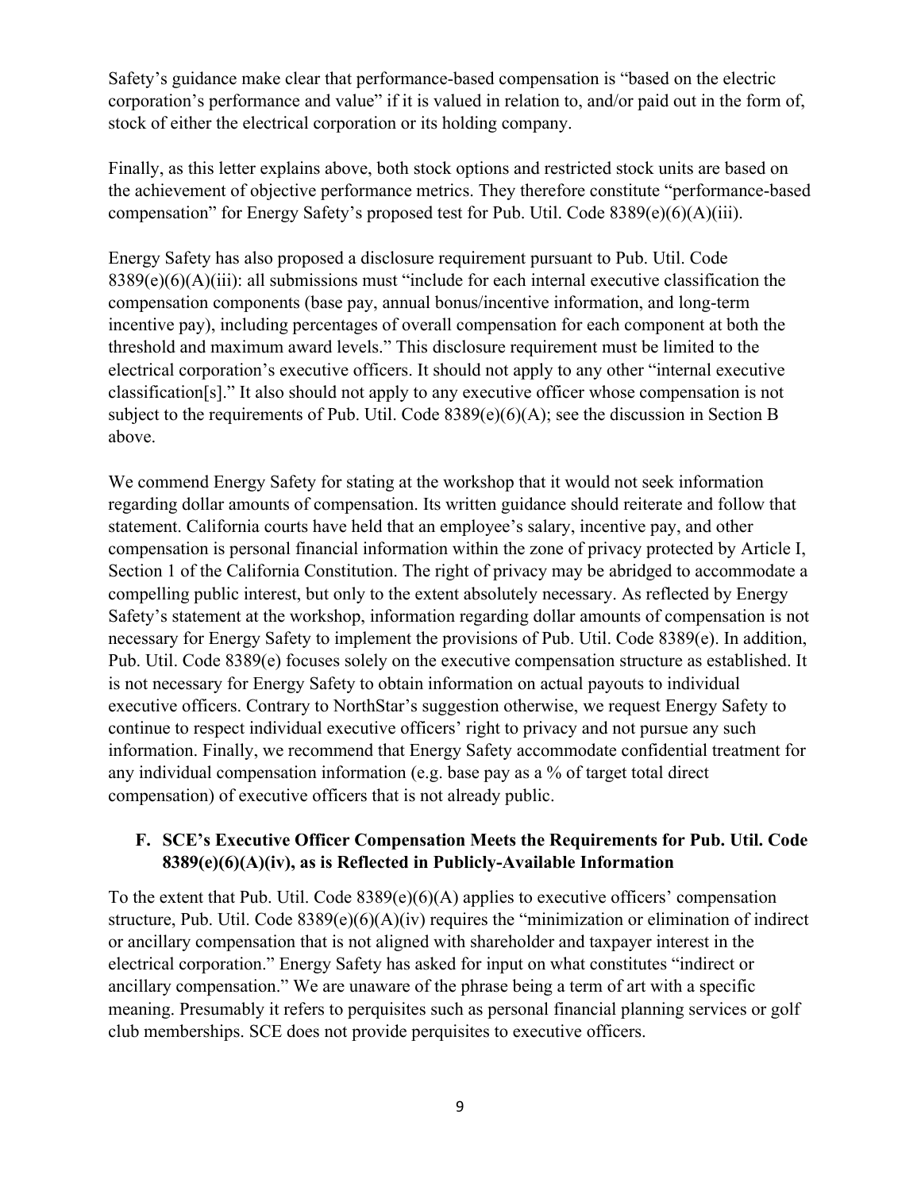Safety's guidance make clear that performance-based compensation is "based on the electric corporation's performance and value" if it is valued in relation to, and/or paid out in the form of, stock of either the electrical corporation or its holding company.

Finally, as this letter explains above, both stock options and restricted stock units are based on the achievement of objective performance metrics. They therefore constitute "performance-based compensation" for Energy Safety's proposed test for Pub. Util. Code 8389(e)(6)(A)(iii).

Energy Safety has also proposed a disclosure requirement pursuant to Pub. Util. Code 8389(e)(6)(A)(iii): all submissions must "include for each internal executive classification the compensation components (base pay, annual bonus/incentive information, and long-term incentive pay), including percentages of overall compensation for each component at both the threshold and maximum award levels." This disclosure requirement must be limited to the electrical corporation's executive officers. It should not apply to any other "internal executive classification[s]." It also should not apply to any executive officer whose compensation is not subject to the requirements of Pub. Util. Code 8389(e)(6)(A); see the discussion in Section B above.

We commend Energy Safety for stating at the workshop that it would not seek information regarding dollar amounts of compensation. Its written guidance should reiterate and follow that statement. California courts have held that an employee's salary, incentive pay, and other compensation is personal financial information within the zone of privacy protected by Article I, Section 1 of the California Constitution. The right of privacy may be abridged to accommodate a compelling public interest, but only to the extent absolutely necessary. As reflected by Energy Safety's statement at the workshop, information regarding dollar amounts of compensation is not necessary for Energy Safety to implement the provisions of Pub. Util. Code 8389(e). In addition, Pub. Util. Code 8389(e) focuses solely on the executive compensation structure as established. It is not necessary for Energy Safety to obtain information on actual payouts to individual executive officers. Contrary to NorthStar's suggestion otherwise, we request Energy Safety to continue to respect individual executive officers' right to privacy and not pursue any such information. Finally, we recommend that Energy Safety accommodate confidential treatment for any individual compensation information (e.g. base pay as a % of target total direct compensation) of executive officers that is not already public.

### F. SCE's Executive Officer Compensation Meets the Requirements for Pub. Util. Code 8389(e)(6)(A)(iv), as is Reflected in Publicly-Available Information

To the extent that Pub. Util. Code 8389(e)(6)(A) applies to executive officers' compensation structure, Pub. Util. Code 8389(e)(6)(A)(iv) requires the "minimization or elimination of indirect or ancillary compensation that is not aligned with shareholder and taxpayer interest in the electrical corporation." Energy Safety has asked for input on what constitutes "indirect or ancillary compensation." We are unaware of the phrase being a term of art with a specific meaning. Presumably it refers to perquisites such as personal financial planning services or golf club memberships. SCE does not provide perquisites to executive officers.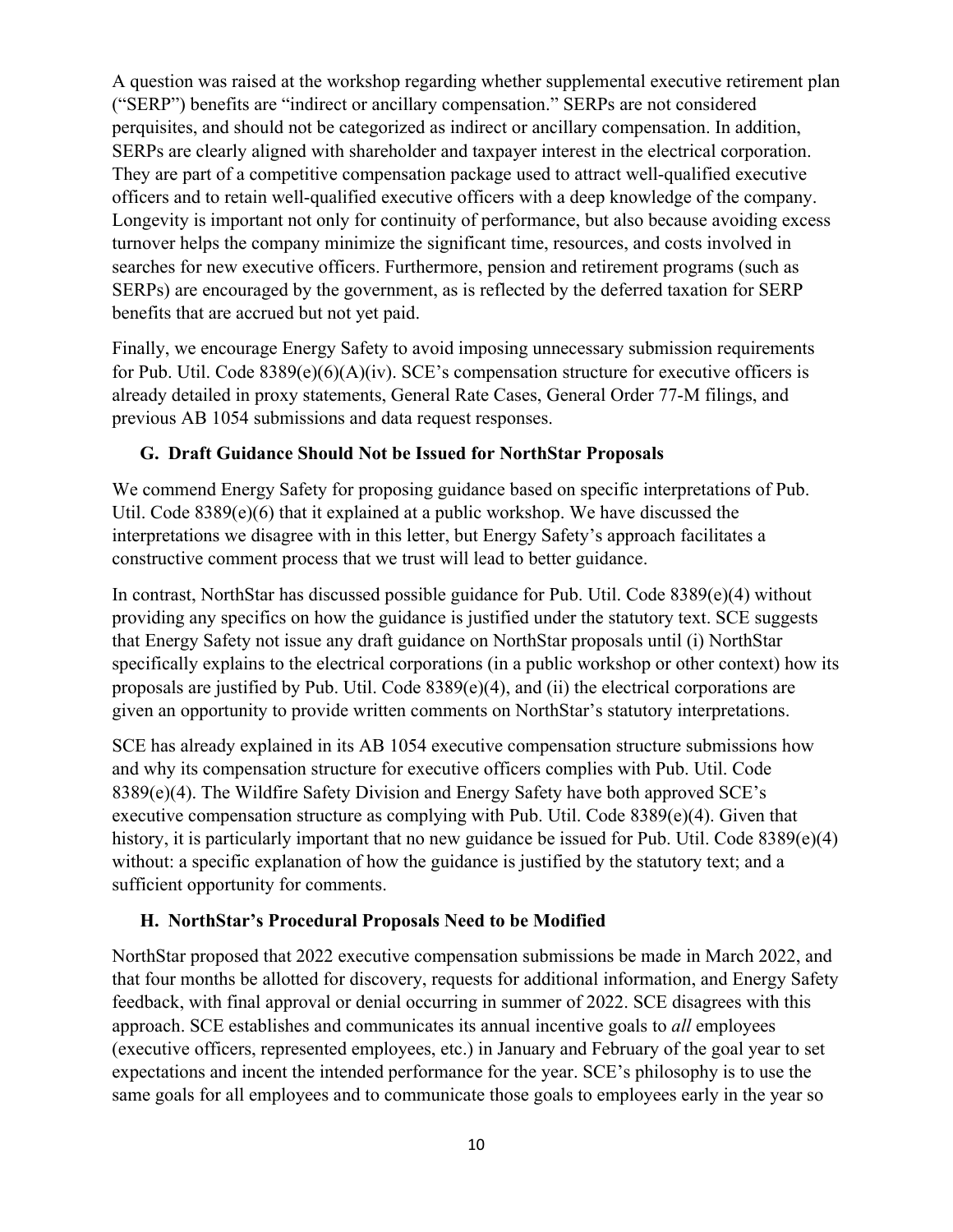A question was raised at the workshop regarding whether supplemental executive retirement plan ("SERP") benefits are "indirect or ancillary compensation." SERPs are not considered perquisites, and should not be categorized as indirect or ancillary compensation. In addition, SERPs are clearly aligned with shareholder and taxpayer interest in the electrical corporation. They are part of a competitive compensation package used to attract well-qualified executive officers and to retain well-qualified executive officers with a deep knowledge of the company. Longevity is important not only for continuity of performance, but also because avoiding excess turnover helps the company minimize the significant time, resources, and costs involved in searches for new executive officers. Furthermore, pension and retirement programs (such as SERPs) are encouraged by the government, as is reflected by the deferred taxation for SERP benefits that are accrued but not yet paid.

Finally, we encourage Energy Safety to avoid imposing unnecessary submission requirements for Pub. Util. Code 8389(e)(6)(A)(iv). SCE's compensation structure for executive officers is already detailed in proxy statements, General Rate Cases, General Order 77-M filings, and previous AB 1054 submissions and data request responses.

### G. Draft Guidance Should Not be Issued for NorthStar Proposals

We commend Energy Safety for proposing guidance based on specific interpretations of Pub. Util. Code 8389(e)(6) that it explained at a public workshop. We have discussed the interpretations we disagree with in this letter, but Energy Safety's approach facilitates a constructive comment process that we trust will lead to better guidance.

In contrast, NorthStar has discussed possible guidance for Pub. Util. Code 8389(e)(4) without providing any specifics on how the guidance is justified under the statutory text. SCE suggests that Energy Safety not issue any draft guidance on NorthStar proposals until (i) NorthStar specifically explains to the electrical corporations (in a public workshop or other context) how its proposals are justified by Pub. Util. Code 8389(e)(4), and (ii) the electrical corporations are given an opportunity to provide written comments on NorthStar's statutory interpretations.

SCE has already explained in its AB 1054 executive compensation structure submissions how and why its compensation structure for executive officers complies with Pub. Util. Code 8389(e)(4). The Wildfire Safety Division and Energy Safety have both approved SCE's executive compensation structure as complying with Pub. Util. Code 8389(e)(4). Given that history, it is particularly important that no new guidance be issued for Pub. Util. Code 8389(e)(4) without: a specific explanation of how the guidance is justified by the statutory text; and a sufficient opportunity for comments.

### H. NorthStar's Procedural Proposals Need to be Modified

NorthStar proposed that 2022 executive compensation submissions be made in March 2022, and that four months be allotted for discovery, requests for additional information, and Energy Safety feedback, with final approval or denial occurring in summer of 2022. SCE disagrees with this approach. SCE establishes and communicates its annual incentive goals to *all* employees (executive officers, represented employees, etc.) in January and February of the goal year to set expectations and incent the intended performance for the year. SCE's philosophy is to use the same goals for all employees and to communicate those goals to employees early in the year so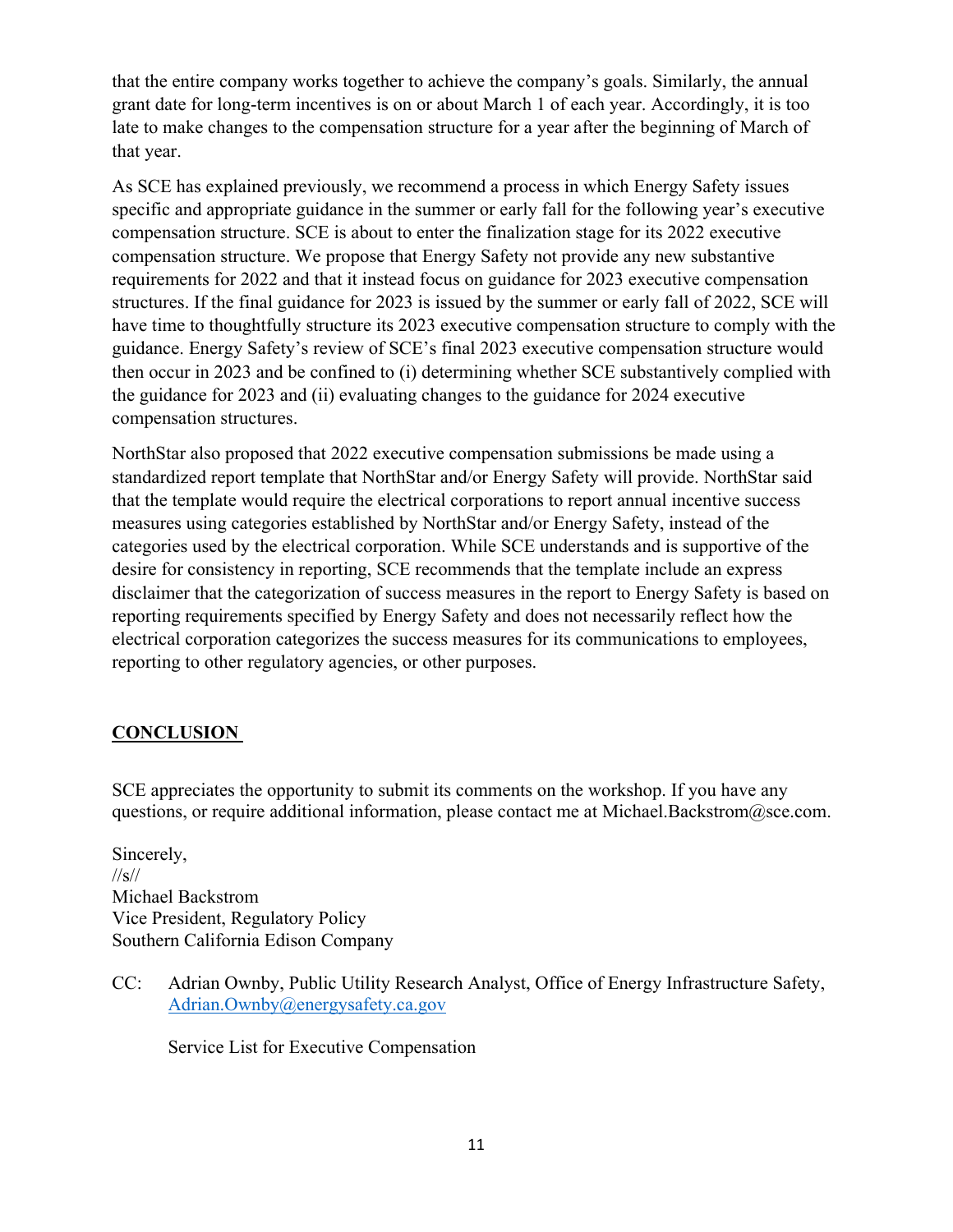that the entire company works together to achieve the company's goals. Similarly, the annual grant date for long-term incentives is on or about March 1 of each year. Accordingly, it is too late to make changes to the compensation structure for a year after the beginning of March of that year.

As SCE has explained previously, we recommend a process in which Energy Safety issues specific and appropriate guidance in the summer or early fall for the following year's executive compensation structure. SCE is about to enter the finalization stage for its 2022 executive compensation structure. We propose that Energy Safety not provide any new substantive requirements for 2022 and that it instead focus on guidance for 2023 executive compensation structures. If the final guidance for 2023 is issued by the summer or early fall of 2022, SCE will have time to thoughtfully structure its 2023 executive compensation structure to comply with the guidance. Energy Safety's review of SCE's final 2023 executive compensation structure would then occur in 2023 and be confined to (i) determining whether SCE substantively complied with the guidance for 2023 and (ii) evaluating changes to the guidance for 2024 executive compensation structures.

NorthStar also proposed that 2022 executive compensation submissions be made using a standardized report template that NorthStar and/or Energy Safety will provide. NorthStar said that the template would require the electrical corporations to report annual incentive success measures using categories established by NorthStar and/or Energy Safety, instead of the categories used by the electrical corporation. While SCE understands and is supportive of the desire for consistency in reporting, SCE recommends that the template include an express disclaimer that the categorization of success measures in the report to Energy Safety is based on reporting requirements specified by Energy Safety and does not necessarily reflect how the electrical corporation categorizes the success measures for its communications to employees, reporting to other regulatory agencies, or other purposes.

## CONCLUSION

SCE appreciates the opportunity to submit its comments on the workshop. If you have any questions, or require additional information, please contact me at Michael.Backstrom@sce.com.

Sincerely,
//s//
Michael Backstrom
Vice President, Regulatory Policy
Southern California Edison Company

CC: Adrian Ownby, Public Utility Research Analyst, Office of Energy Infrastructure Safety, Adrian.Ownby@energysafety.ca.gov

Service List for Executive Compensation